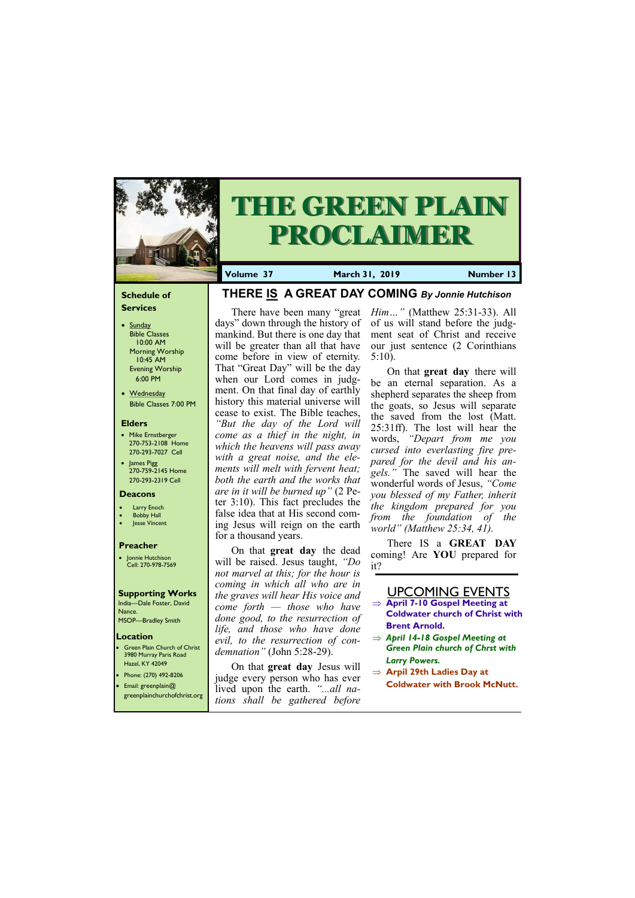# THE GREEN PLAIN PROCLAIMER

**Volume 37** | **March 31, 2019** | **Number 13**

## THERE IS A GREAT DAY COMING *By Jonnie Hutchison*

There have been many "great days" down through the history of mankind. But there is one day that will be greater than all that have come before in view of eternity. That "Great Day" will be the day when our Lord comes in judgment. On that final day of earthly history this material universe will cease to exist. The Bible teaches, *"But the day of the Lord will come as a thief in the night, in which the heavens will pass away with a great noise, and the elements will melt with fervent heat; both the earth and the works that are in it will be burned up"* (2 Peter 3:10). This fact precludes the false idea that at His second coming Jesus will reign on the earth for a thousand years.

On that **great day** the dead will be raised. Jesus taught, *"Do not marvel at this; for the hour is coming in which all who are in the graves will hear His voice and come forth — those who have done good, to the resurrection of life, and those who have done evil, to the resurrection of condemnation"* (John 5:28-29).

On that **great day** Jesus will judge every person who has ever lived upon the earth. *"...all nations shall be gathered before Him…"* (Matthew 25:31-33). All of us will stand before the judgment seat of Christ and receive our just sentence (2 Corinthians 5:10).

On that **great day** there will be an eternal separation. As a shepherd separates the sheep from the goats, so Jesus will separate the saved from the lost (Matt. 25:31ff). The lost will hear the words, *"Depart from me you cursed into everlasting fire prepared for the devil and his angels."* The saved will hear the wonderful words of Jesus, *"Come you blessed of my Father, inherit the kingdom prepared for you from the foundation of the world" (Matthew 25:34, 41).*

There IS a **GREAT DAY** coming! Are **YOU** prepared for it?

## UPCOMING EVENTS

- **April 7-10 Gospel Meeting at Coldwater church of Christ with Brent Arnold.**
- ***April 14-18 Gospel Meeting at Green Plain church of Chrst with Larry Powers.***
- **Arpil 29th Ladies Day at Coldwater with Brook McNutt.**

### Schedule of Services

- Sunday
  - Bible Classes 10:00 AM
  - Morning Worship 10:45 AM
  - Evening Worship 6:00 PM
- Wednesday
  - Bible Classes 7:00 PM

### Elders

- Mike Ernstberger 270-753-2108 Home 270-293-7027 Cell
- James Pigg 270-759-2145 Home 270-293-2319 Cell

### Deacons

- Larry Enoch
- Bobby Hall
- Jesse Vincent

### Preacher

- Jonnie Hutchison Cell: 270-978-7569

### Supporting Works

India—Dale Foster, David Nance.
MSOP—Bradley Smith

### Location

- Green Plain Church of Christ 3980 Murray Paris Road Hazel, KY 42049
- Phone: (270) 492-8206
- Email: greenplain@greenplainchurchofchrist.org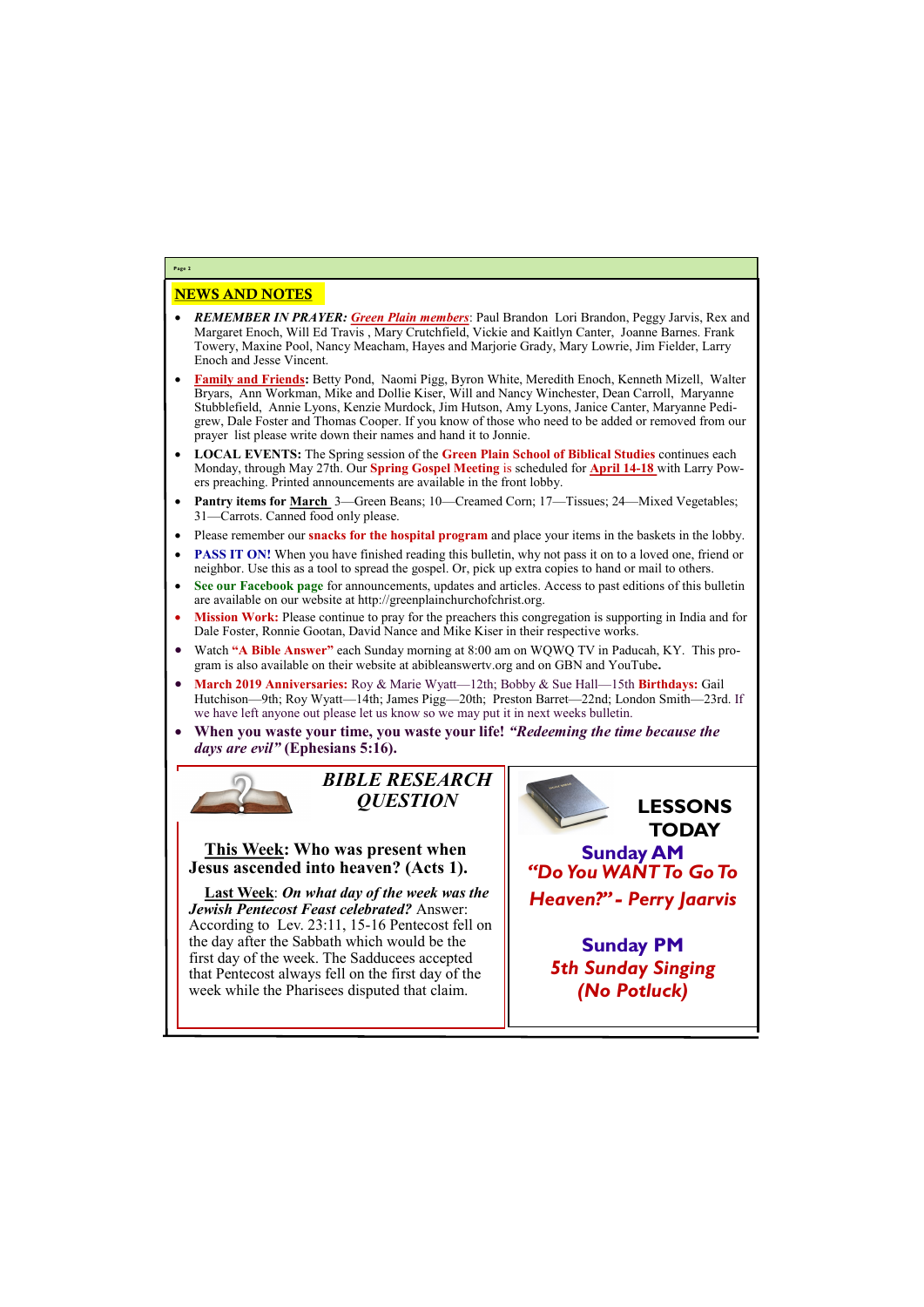## NEWS AND NOTES

- ***REMEMBER IN PRAYER: Green Plain members***: Paul Brandon Lori Brandon, Peggy Jarvis, Rex and Margaret Enoch, Will Ed Travis , Mary Crutchfield, Vickie and Kaitlyn Canter, Joanne Barnes. Frank Towery, Maxine Pool, Nancy Meacham, Hayes and Marjorie Grady, Mary Lowrie, Jim Fielder, Larry Enoch and Jesse Vincent.
- **Family and Friends:** Betty Pond, Naomi Pigg, Byron White, Meredith Enoch, Kenneth Mizell, Walter Bryars, Ann Workman, Mike and Dollie Kiser, Will and Nancy Winchester, Dean Carroll, Maryanne Stubblefield, Annie Lyons, Kenzie Murdock, Jim Hutson, Amy Lyons, Janice Canter, Maryanne Pedigrew, Dale Foster and Thomas Cooper. If you know of those who need to be added or removed from our prayer list please write down their names and hand it to Jonnie.
- **LOCAL EVENTS:** The Spring session of the **Green Plain School of Biblical Studies** continues each Monday, through May 27th. Our **Spring Gospel Meeting** is scheduled for **April 14-18** with Larry Powers preaching. Printed announcements are available in the front lobby.
- **Pantry items for March** 3—Green Beans; 10—Creamed Corn; 17—Tissues; 24—Mixed Vegetables; 31—Carrots. Canned food only please.
- Please remember our **snacks for the hospital program** and place your items in the baskets in the lobby.
- **PASS IT ON!** When you have finished reading this bulletin, why not pass it on to a loved one, friend or neighbor. Use this as a tool to spread the gospel. Or, pick up extra copies to hand or mail to others.
- **See our Facebook page** for announcements, updates and articles. Access to past editions of this bulletin are available on our website at http://greenplainchurchofchrist.org.
- **Mission Work:** Please continue to pray for the preachers this congregation is supporting in India and for Dale Foster, Ronnie Gootan, David Nance and Mike Kiser in their respective works.
- Watch **"A Bible Answer"** each Sunday morning at 8:00 am on WQWQ TV in Paducah, KY. This program is also available on their website at abibleanswertv.org and on GBN and YouTube**.**
- **March 2019 Anniversaries:** Roy & Marie Wyatt—12th; Bobby & Sue Hall—15th **Birthdays:** Gail Hutchison—9th; Roy Wyatt—14th; James Pigg—20th; Preston Barret—22nd; London Smith—23rd. If we have left anyone out please let us know so we may put it in next weeks bulletin.
- **When you waste your time, you waste your life!** ***"Redeeming the time because the days are evil"*** **(Ephesians 5:16).**

## *BIBLE RESEARCH QUESTION*

**This Week: Who was present when Jesus ascended into heaven? (Acts 1).**

**Last Week**: ***On what day of the week was the Jewish Pentecost Feast celebrated?*** Answer: According to Lev. 23:11, 15-16 Pentecost fell on the day after the Sabbath which would be the first day of the week. The Sadducees accepted that Pentecost always fell on the first day of the week while the Pharisees disputed that claim.

## LESSONS TODAY

**Sunday AM**

***"Do You WANT To Go To Heaven?" - Perry Jaarvis***

**Sunday PM**

***5th Sunday Singing (No Potluck)***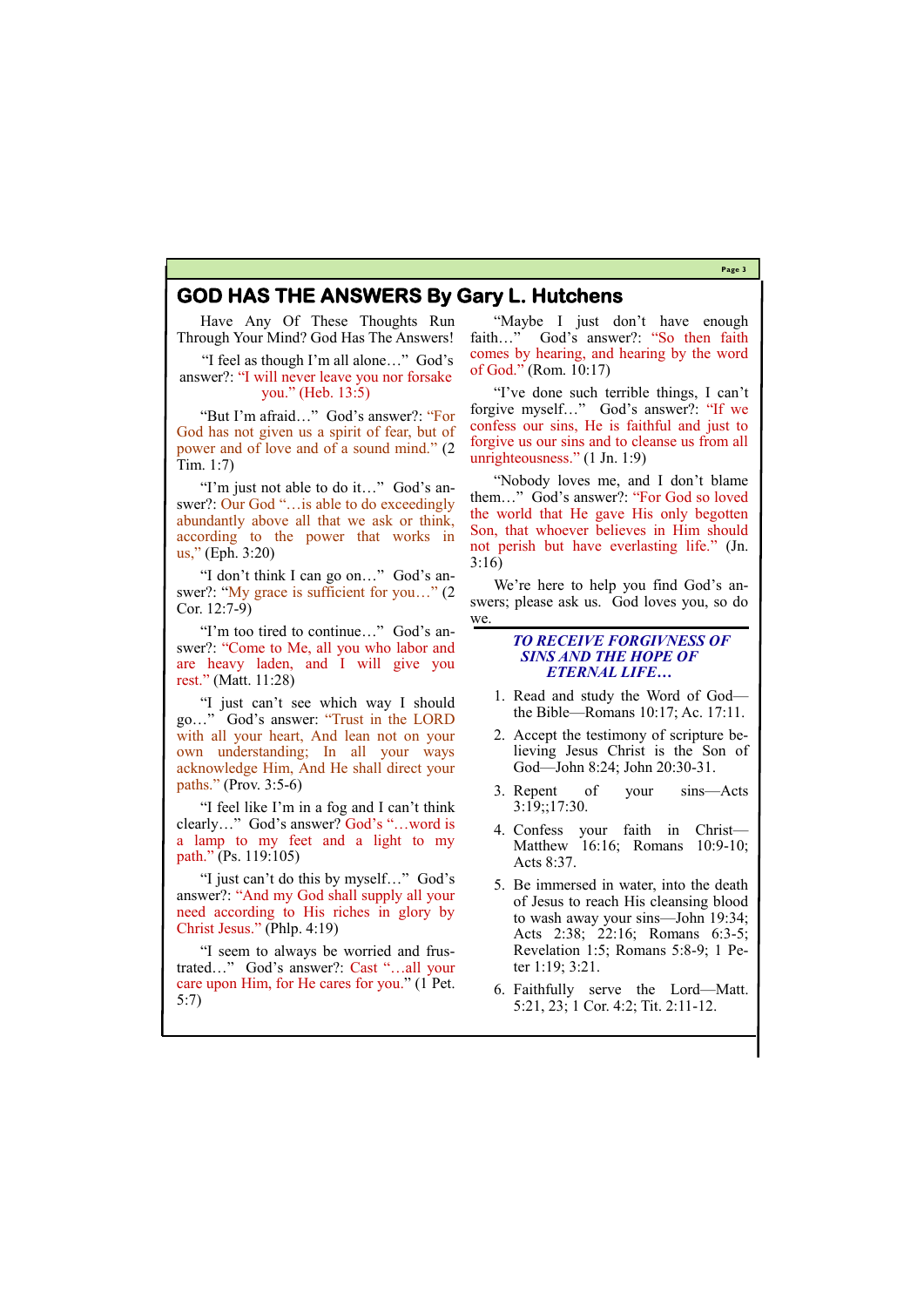# GOD HAS THE ANSWERS By Gary L. Hutchens

Have Any Of These Thoughts Run Through Your Mind? God Has The Answers!

"I feel as though I'm all alone…" God's answer?: "I will never leave you nor forsake you." (Heb. 13:5)

"But I'm afraid…" God's answer?: "For God has not given us a spirit of fear, but of power and of love and of a sound mind." (2 Tim. 1:7)

"I'm just not able to do it…" God's answer?: Our God "…is able to do exceedingly abundantly above all that we ask or think, according to the power that works in us," (Eph. 3:20)

"I don't think I can go on…" God's answer?: "My grace is sufficient for you…" (2 Cor. 12:7-9)

"I'm too tired to continue…" God's answer?: "Come to Me, all you who labor and are heavy laden, and I will give you rest." (Matt. 11:28)

"I just can't see which way I should go…" God's answer: "Trust in the LORD with all your heart, And lean not on your own understanding; In all your ways acknowledge Him, And He shall direct your paths." (Prov. 3:5-6)

"I feel like I'm in a fog and I can't think clearly…" God's answer? God's "…word is a lamp to my feet and a light to my path." (Ps. 119:105)

"I just can't do this by myself…" God's answer?: "And my God shall supply all your need according to His riches in glory by Christ Jesus." (Phlp. 4:19)

"I seem to always be worried and frustrated…" God's answer?: Cast "…all your care upon Him, for He cares for you." (1 Pet. 5:7)

"Maybe I just don't have enough faith…" God's answer?: "So then faith comes by hearing, and hearing by the word of God." (Rom. 10:17)

"I've done such terrible things, I can't forgive myself…" God's answer?: "If we confess our sins, He is faithful and just to forgive us our sins and to cleanse us from all unrighteousness." (1 Jn. 1:9)

"Nobody loves me, and I don't blame them…" God's answer?: "For God so loved the world that He gave His only begotten Son, that whoever believes in Him should not perish but have everlasting life." (Jn. 3:16)

We're here to help you find God's answers; please ask us. God loves you, so do we.

### *TO RECEIVE FORGIVNESS OF SINS AND THE HOPE OF ETERNAL LIFE…*

1. Read and study the Word of God—the Bible—Romans 10:17; Ac. 17:11.
2. Accept the testimony of scripture believing Jesus Christ is the Son of God—John 8:24; John 20:30-31.
3. Repent of your sins—Acts 3:19;;17:30.
4. Confess your faith in Christ—Matthew 16:16; Romans 10:9-10; Acts 8:37.
5. Be immersed in water, into the death of Jesus to reach His cleansing blood to wash away your sins—John 19:34; Acts 2:38; 22:16; Romans 6:3-5; Revelation 1:5; Romans 5:8-9; 1 Peter 1:19; 3:21.
6. Faithfully serve the Lord—Matt. 5:21, 23; 1 Cor. 4:2; Tit. 2:11-12.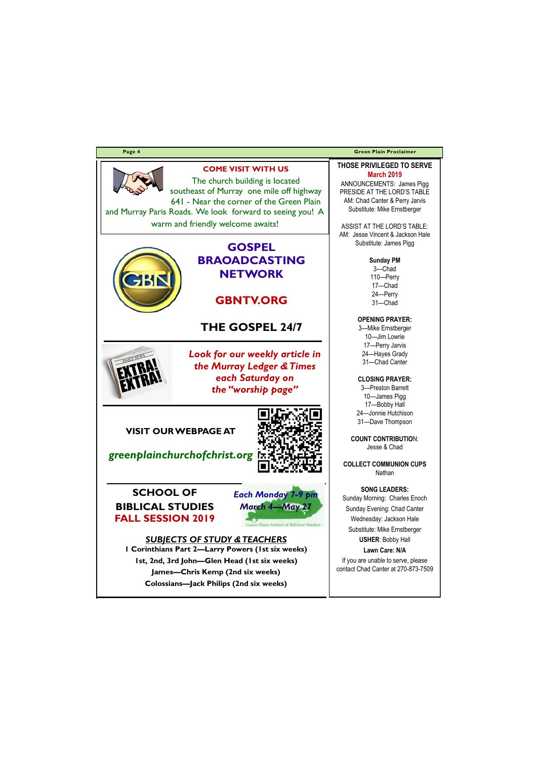## COME VISIT WITH US

The church building is located southeast of Murray one mile off highway 641 - Near the corner of the Green Plain and Murray Paris Roads. We look forward to seeing you! A warm and friendly welcome awaits!

## GOSPEL BRAOADCASTING NETWORK

## GBNTV.ORG

## THE GOSPEL 24/7

*Look for our weekly article in the Murray Ledger & Times each Saturday on the "worship page"*

**VISIT OUR WEBPAGE AT**

***greenplainchurchofchrist.org***

## SCHOOL OF BIBLICAL STUDIES FALL SESSION 2019

*Each Monday 7-9 pm*
*March 4—May 27*

Green Plain School of Biblical Studies

### *SUBJECTS OF STUDY & TEACHERS*

**I Corinthians Part 2—Larry Powers (1st six weeks)**
**1st, 2nd, 3rd John—Glen Head (1st six weeks)**
**James—Chris Kemp (2nd six weeks)**
**Colossians—Jack Philips (2nd six weeks)**

## THOSE PRIVILEGED TO SERVE
**March 2019**

ANNOUNCEMENTS: James Pigg
PRESIDE AT THE LORD'S TABLE
AM: Chad Canter & Perry Jarvis
Substitute: Mike Ernstberger

ASSIST AT THE LORD'S TABLE:
AM: Jesse Vincent & Jackson Hale
Substitute: James Pigg

**Sunday PM**
3—Chad
110—Perry
17—Chad
24—Perry
31—Chad

**OPENING PRAYER:**
3—Mike Ernstberger
10—Jim Lowrie
17—Perry Jarvis
24—Hayes Grady
31—Chad Canter

**CLOSING PRAYER:**
3—Preston Barrett
10—James Pigg
17—Bobby Hall
24—Jonnie Hutchison
31—Dave Thompson

**COUNT CONTRIBUTION:**
Jesse & Chad

**COLLECT COMMUNION CUPS**
Nathan

**SONG LEADERS:**
Sunday Morning: Charles Enoch
Sunday Evening: Chad Canter
Wednesday: Jackson Hale
Substitute: Mike Ernstberger

**USHER**: Bobby Hall

**Lawn Care: N/A**

If you are unable to serve, please contact Chad Canter at 270-873-7509